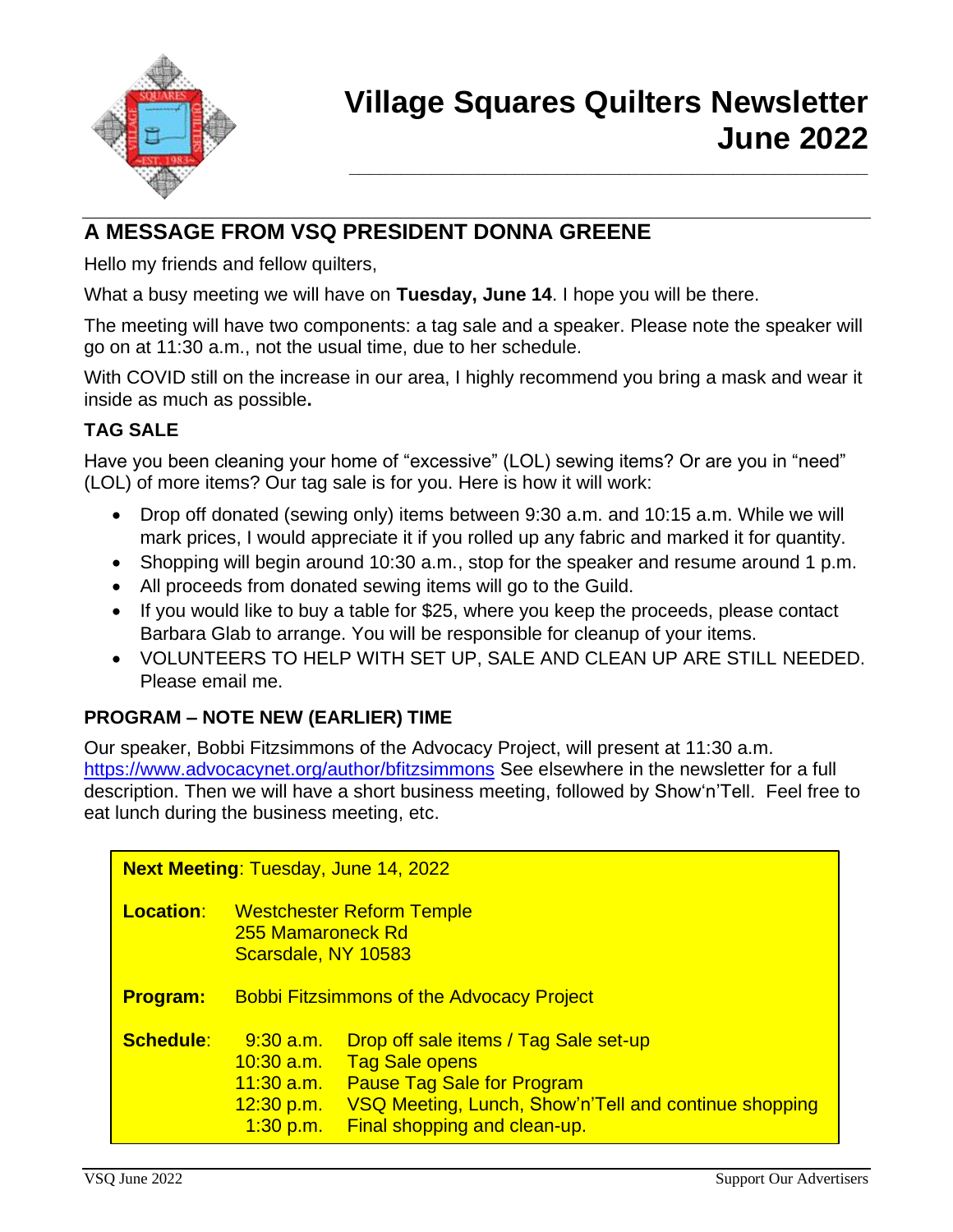# Village Squares Quilters Newsletter June 2022

## A MESSAGE FROM VSQ PRESIDENT DONNA GREENE

Hello my friends and fellow quilters,

What a busy meeting we will have on **Tuesday, June 14**. I hope you will be there.

The meeting will have two components: a tag sale and a speaker. Please note the speaker will go on at 11:30 a.m., not the usual time, due to her schedule.

With COVID still on the increase in our area, I highly recommend you bring a mask and wear it inside as much as possible**.**

### TAG SALE

Have you been cleaning your home of "excessive" (LOL) sewing items? Or are you in "need" (LOL) of more items? Our tag sale is for you. Here is how it will work:

- Drop off donated (sewing only) items between 9:30 a.m. and 10:15 a.m. While we will mark prices, I would appreciate it if you rolled up any fabric and marked it for quantity.
- Shopping will begin around 10:30 a.m., stop for the speaker and resume around 1 p.m.
- All proceeds from donated sewing items will go to the Guild.
- If you would like to buy a table for $25, where you keep the proceeds, please contact Barbara Glab to arrange. You will be responsible for cleanup of your items.
- VOLUNTEERS TO HELP WITH SET UP, SALE AND CLEAN UP ARE STILL NEEDED. Please email me.

### PROGRAM – NOTE NEW (EARLIER) TIME

Our speaker, Bobbi Fitzsimmons of the Advocacy Project, will present at 11:30 a.m. https://www.advocacynet.org/author/bfitzsimmons See elsewhere in the newsletter for a full description. Then we will have a short business meeting, followed by Show'n'Tell. Feel free to eat lunch during the business meeting, etc.

**Next Meeting**: Tuesday, June 14, 2022

**Location**: Westchester Reform Temple
255 Mamaroneck Rd
Scarsdale, NY 10583

**Program:** Bobbi Fitzsimmons of the Advocacy Project

**Schedule**:

| | |
|---|---|
| 9:30 a.m. | Drop off sale items / Tag Sale set-up |
| 10:30 a.m. | Tag Sale opens |
| 11:30 a.m. | Pause Tag Sale for Program |
| 12:30 p.m. | VSQ Meeting, Lunch, Show'n'Tell and continue shopping |
| 1:30 p.m. | Final shopping and clean-up. |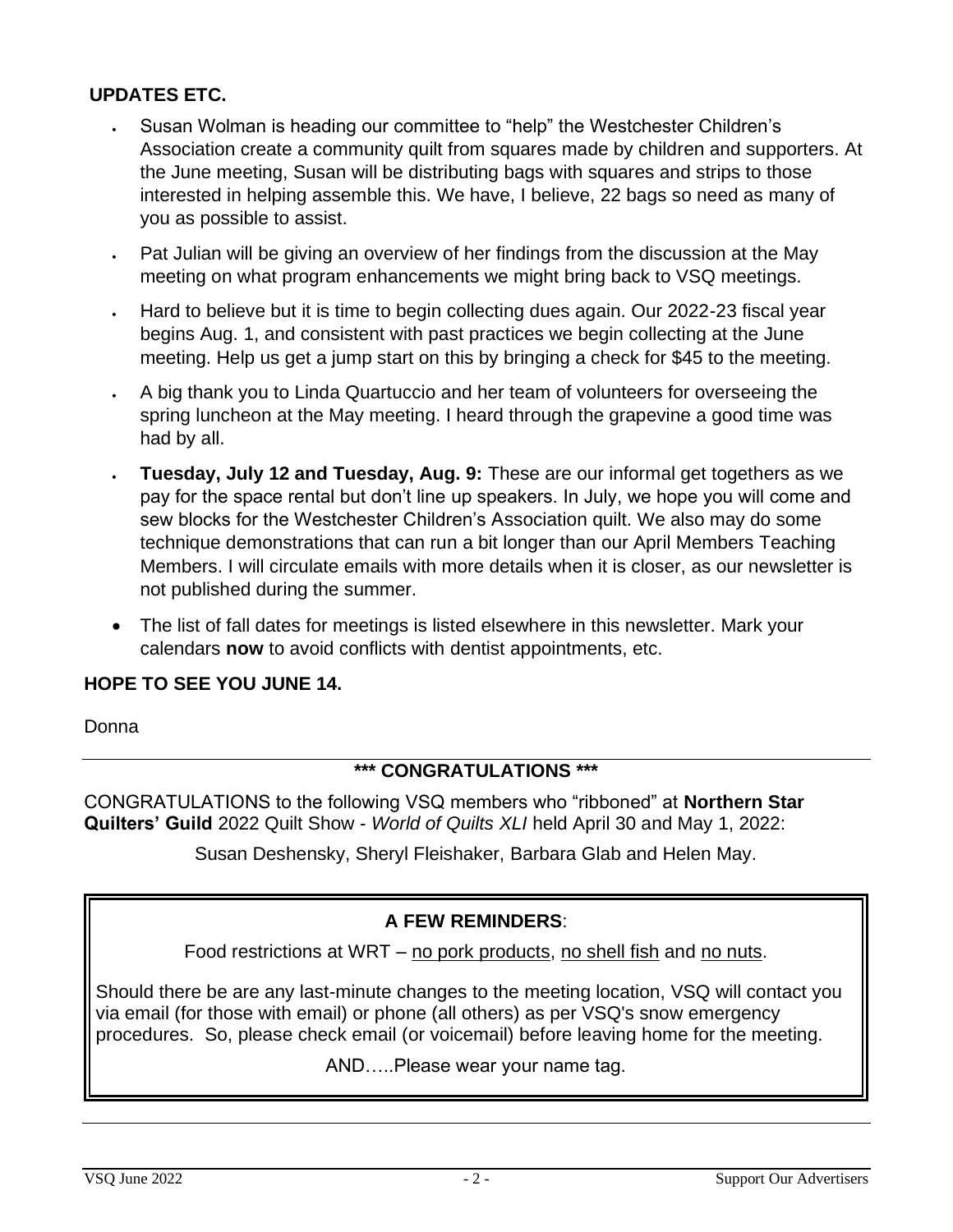## UPDATES ETC.

- Susan Wolman is heading our committee to "help" the Westchester Children's Association create a community quilt from squares made by children and supporters. At the June meeting, Susan will be distributing bags with squares and strips to those interested in helping assemble this. We have, I believe, 22 bags so need as many of you as possible to assist.
- Pat Julian will be giving an overview of her findings from the discussion at the May meeting on what program enhancements we might bring back to VSQ meetings.
- Hard to believe but it is time to begin collecting dues again. Our 2022-23 fiscal year begins Aug. 1, and consistent with past practices we begin collecting at the June meeting. Help us get a jump start on this by bringing a check for $45 to the meeting.
- A big thank you to Linda Quartuccio and her team of volunteers for overseeing the spring luncheon at the May meeting. I heard through the grapevine a good time was had by all.
- **Tuesday, July 12 and Tuesday, Aug. 9:** These are our informal get togethers as we pay for the space rental but don't line up speakers. In July, we hope you will come and sew blocks for the Westchester Children's Association quilt. We also may do some technique demonstrations that can run a bit longer than our April Members Teaching Members. I will circulate emails with more details when it is closer, as our newsletter is not published during the summer.
- The list of fall dates for meetings is listed elsewhere in this newsletter. Mark your calendars **now** to avoid conflicts with dentist appointments, etc.

**HOPE TO SEE YOU JUNE 14.**

Donna

---

**\*\*\* CONGRATULATIONS \*\*\***

CONGRATULATIONS to the following VSQ members who "ribboned" at **Northern Star Quilters' Guild** 2022 Quilt Show - *World of Quilts XLI* held April 30 and May 1, 2022:

Susan Deshensky, Sheryl Fleishaker, Barbara Glab and Helen May.

---

**A FEW REMINDERS**:

Food restrictions at WRT – <u>no pork products</u>, <u>no shell fish</u> and <u>no nuts</u>.

Should there be are any last-minute changes to the meeting location, VSQ will contact you via email (for those with email) or phone (all others) as per VSQ's snow emergency procedures. So, please check email (or voicemail) before leaving home for the meeting.

AND…..Please wear your name tag.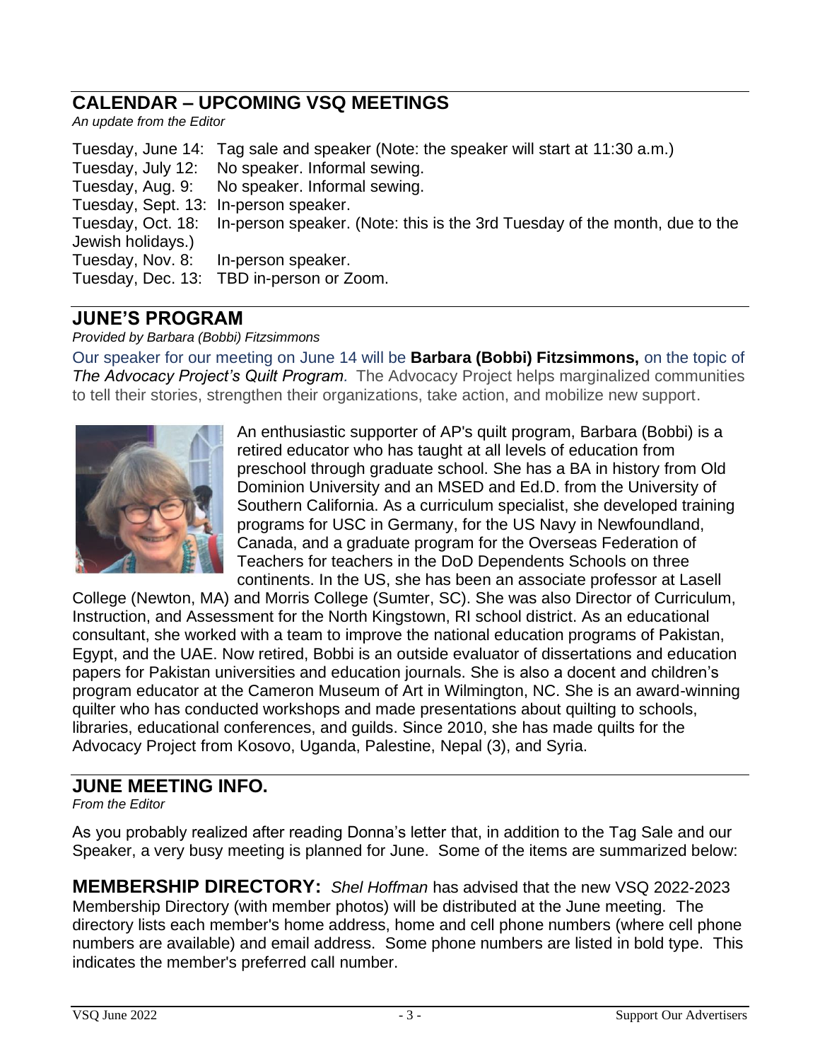## CALENDAR – UPCOMING VSQ MEETINGS

*An update from the Editor*

Tuesday, June 14: Tag sale and speaker (Note: the speaker will start at 11:30 a.m.)
Tuesday, July 12: No speaker. Informal sewing.
Tuesday, Aug. 9: No speaker. Informal sewing.
Tuesday, Sept. 13: In-person speaker.
Tuesday, Oct. 18: In-person speaker. (Note: this is the 3rd Tuesday of the month, due to the Jewish holidays.)
Tuesday, Nov. 8: In-person speaker.
Tuesday, Dec. 13: TBD in-person or Zoom.

## JUNE'S PROGRAM

*Provided by Barbara (Bobbi) Fitzsimmons*

Our speaker for our meeting on June 14 will be **Barbara (Bobbi) Fitzsimmons,** on the topic of *The Advocacy Project's Quilt Program.* The Advocacy Project helps marginalized communities to tell their stories, strengthen their organizations, take action, and mobilize new support.

An enthusiastic supporter of AP's quilt program, Barbara (Bobbi) is a retired educator who has taught at all levels of education from preschool through graduate school. She has a BA in history from Old Dominion University and an MSED and Ed.D. from the University of Southern California. As a curriculum specialist, she developed training programs for USC in Germany, for the US Navy in Newfoundland, Canada, and a graduate program for the Overseas Federation of Teachers for teachers in the DoD Dependents Schools on three continents. In the US, she has been an associate professor at Lasell College (Newton, MA) and Morris College (Sumter, SC). She was also Director of Curriculum, Instruction, and Assessment for the North Kingstown, RI school district. As an educational consultant, she worked with a team to improve the national education programs of Pakistan, Egypt, and the UAE. Now retired, Bobbi is an outside evaluator of dissertations and education papers for Pakistan universities and education journals. She is also a docent and children's program educator at the Cameron Museum of Art in Wilmington, NC. She is an award-winning quilter who has conducted workshops and made presentations about quilting to schools, libraries, educational conferences, and guilds. Since 2010, she has made quilts for the Advocacy Project from Kosovo, Uganda, Palestine, Nepal (3), and Syria.

## JUNE MEETING INFO.

*From the Editor*

As you probably realized after reading Donna's letter that, in addition to the Tag Sale and our Speaker, a very busy meeting is planned for June. Some of the items are summarized below:

**MEMBERSHIP DIRECTORY:** *Shel Hoffman* has advised that the new VSQ 2022-2023 Membership Directory (with member photos) will be distributed at the June meeting. The directory lists each member's home address, home and cell phone numbers (where cell phone numbers are available) and email address. Some phone numbers are listed in bold type. This indicates the member's preferred call number.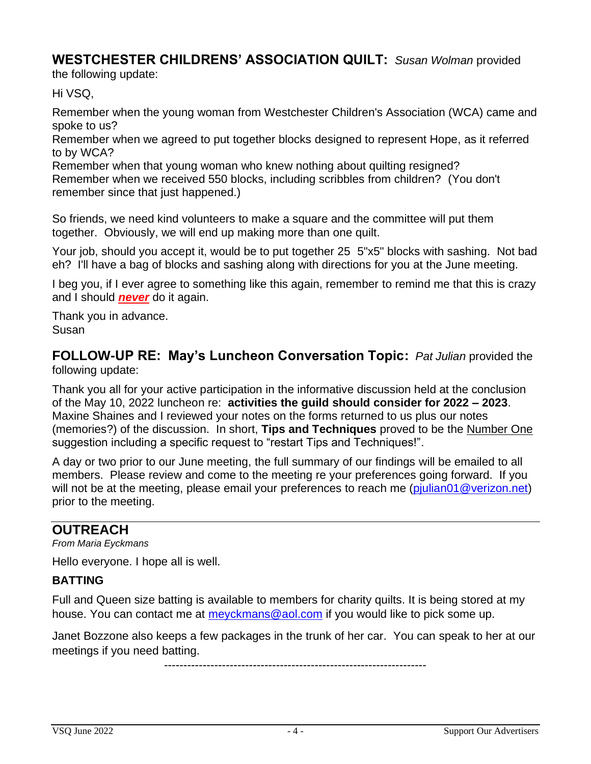## WESTCHESTER CHILDRENS' ASSOCIATION QUILT: *Susan Wolman* provided the following update:

Hi VSQ,

Remember when the young woman from Westchester Children's Association (WCA) came and spoke to us?
Remember when we agreed to put together blocks designed to represent Hope, as it referred to by WCA?
Remember when that young woman who knew nothing about quilting resigned?
Remember when we received 550 blocks, including scribbles from children? (You don't remember since that just happened.)

So friends, we need kind volunteers to make a square and the committee will put them together. Obviously, we will end up making more than one quilt.

Your job, should you accept it, would be to put together 25 5"x5" blocks with sashing. Not bad eh? I'll have a bag of blocks and sashing along with directions for you at the June meeting.

I beg you, if I ever agree to something like this again, remember to remind me that this is crazy and I should ***never*** do it again.

Thank you in advance.
Susan

## FOLLOW-UP RE: May's Luncheon Conversation Topic: *Pat Julian* provided the following update:

Thank you all for your active participation in the informative discussion held at the conclusion of the May 10, 2022 luncheon re: **activities the guild should consider for 2022 – 2023**. Maxine Shaines and I reviewed your notes on the forms returned to us plus our notes (memories?) of the discussion. In short, **Tips and Techniques** proved to be the Number One suggestion including a specific request to "restart Tips and Techniques!".

A day or two prior to our June meeting, the full summary of our findings will be emailed to all members. Please review and come to the meeting re your preferences going forward. If you will not be at the meeting, please email your preferences to reach me (pjulian01@verizon.net) prior to the meeting.

## OUTREACH

*From Maria Eyckmans*

Hello everyone. I hope all is well.

### BATTING

Full and Queen size batting is available to members for charity quilts. It is being stored at my house. You can contact me at meyckmans@aol.com if you would like to pick some up.

Janet Bozzone also keeps a few packages in the trunk of her car. You can speak to her at our meetings if you need batting.

-------------------------------------------------------------------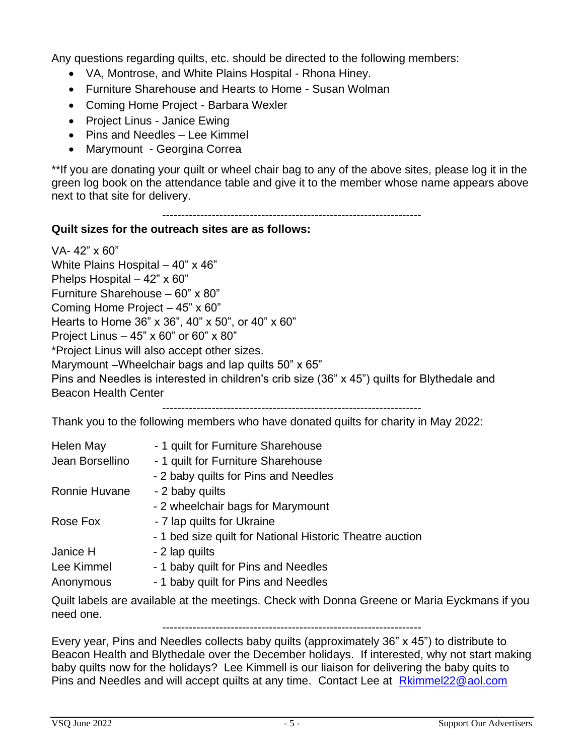Any questions regarding quilts, etc. should be directed to the following members:

- VA, Montrose, and White Plains Hospital - Rhona Hiney.
- Furniture Sharehouse and Hearts to Home - Susan Wolman
- Coming Home Project - Barbara Wexler
- Project Linus - Janice Ewing
- Pins and Needles – Lee Kimmel
- Marymount - Georgina Correa

**If you are donating your quilt or wheel chair bag to any of the above sites, please log it in the green log book on the attendance table and give it to the member whose name appears above next to that site for delivery.

---

**Quilt sizes for the outreach sites are as follows:**

VA- 42" x 60"
White Plains Hospital – 40" x 46"
Phelps Hospital – 42" x 60"
Furniture Sharehouse – 60" x 80"
Coming Home Project – 45" x 60"
Hearts to Home 36" x 36", 40" x 50", or 40" x 60"
Project Linus – 45" x 60" or 60" x 80"
*Project Linus will also accept other sizes.
Marymount –Wheelchair bags and lap quilts 50" x 65"
Pins and Needles is interested in children's crib size (36" x 45") quilts for Blythedale and Beacon Health Center

---

Thank you to the following members who have donated quilts for charity in May 2022:

| | |
|---|---|
| Helen May | - 1 quilt for Furniture Sharehouse |
| Jean Borsellino | - 1 quilt for Furniture Sharehouse |
| | - 2 baby quilts for Pins and Needles |
| Ronnie Huvane | - 2 baby quilts |
| | - 2 wheelchair bags for Marymount |
| Rose Fox | - 7 lap quilts for Ukraine |
| | - 1 bed size quilt for National Historic Theatre auction |
| Janice H | - 2 lap quilts |
| Lee Kimmel | - 1 baby quilt for Pins and Needles |
| Anonymous | - 1 baby quilt for Pins and Needles |

Quilt labels are available at the meetings. Check with Donna Greene or Maria Eyckmans if you need one.

---

Every year, Pins and Needles collects baby quilts (approximately 36" x 45") to distribute to Beacon Health and Blythedale over the December holidays. If interested, why not start making baby quilts now for the holidays? Lee Kimmell is our liaison for delivering the baby quits to Pins and Needles and will accept quilts at any time. Contact Lee at Rkimmel22@aol.com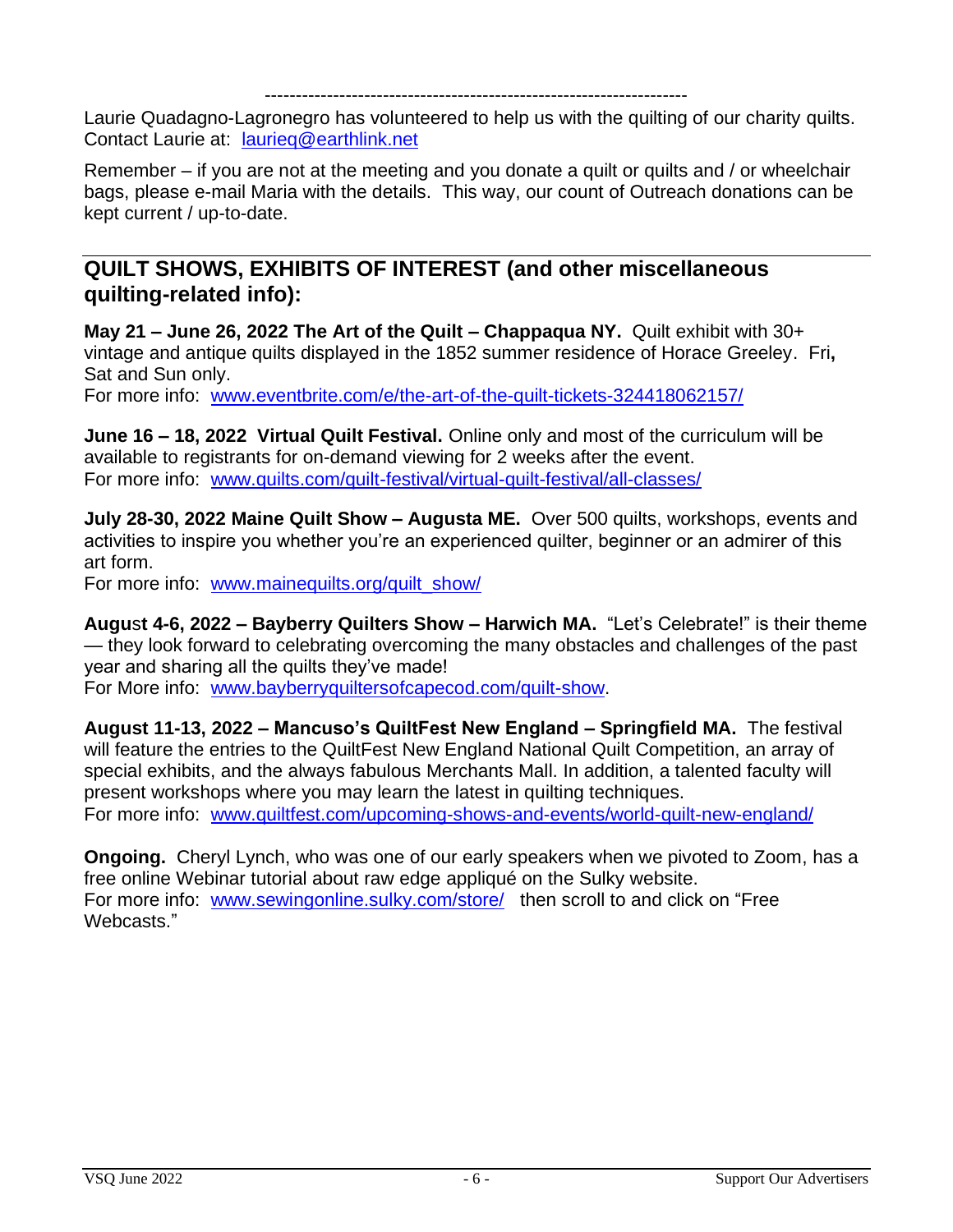---

Laurie Quadagno-Lagronegro has volunteered to help us with the quilting of our charity quilts. Contact Laurie at: laurieq@earthlink.net

Remember – if you are not at the meeting and you donate a quilt or quilts and / or wheelchair bags, please e-mail Maria with the details. This way, our count of Outreach donations can be kept current / up-to-date.

## QUILT SHOWS, EXHIBITS OF INTEREST (and other miscellaneous quilting-related info):

**May 21 – June 26, 2022 The Art of the Quilt – Chappaqua NY.** Quilt exhibit with 30+ vintage and antique quilts displayed in the 1852 summer residence of Horace Greeley. Fri**,** Sat and Sun only.
For more info: www.eventbrite.com/e/the-art-of-the-quilt-tickets-324418062157/

**June 16 – 18, 2022 Virtual Quilt Festival.** Online only and most of the curriculum will be available to registrants for on-demand viewing for 2 weeks after the event.
For more info: www.quilts.com/quilt-festival/virtual-quilt-festival/all-classes/

**July 28-30, 2022 Maine Quilt Show – Augusta ME.** Over 500 quilts, workshops, events and activities to inspire you whether you're an experienced quilter, beginner or an admirer of this art form.
For more info: www.mainequilts.org/quilt_show/

**August 4-6, 2022 – Bayberry Quilters Show – Harwich MA.** "Let's Celebrate!" is their theme — they look forward to celebrating overcoming the many obstacles and challenges of the past year and sharing all the quilts they've made!
For More info: www.bayberryquiltersofcapecod.com/quilt-show.

**August 11-13, 2022 – Mancuso's QuiltFest New England – Springfield MA.** The festival will feature the entries to the QuiltFest New England National Quilt Competition, an array of special exhibits, and the always fabulous Merchants Mall. In addition, a talented faculty will present workshops where you may learn the latest in quilting techniques.
For more info: www.quiltfest.com/upcoming-shows-and-events/world-quilt-new-england/

**Ongoing.** Cheryl Lynch, who was one of our early speakers when we pivoted to Zoom, has a free online Webinar tutorial about raw edge appliqué on the Sulky website.
For more info: www.sewingonline.sulky.com/store/ then scroll to and click on "Free Webcasts."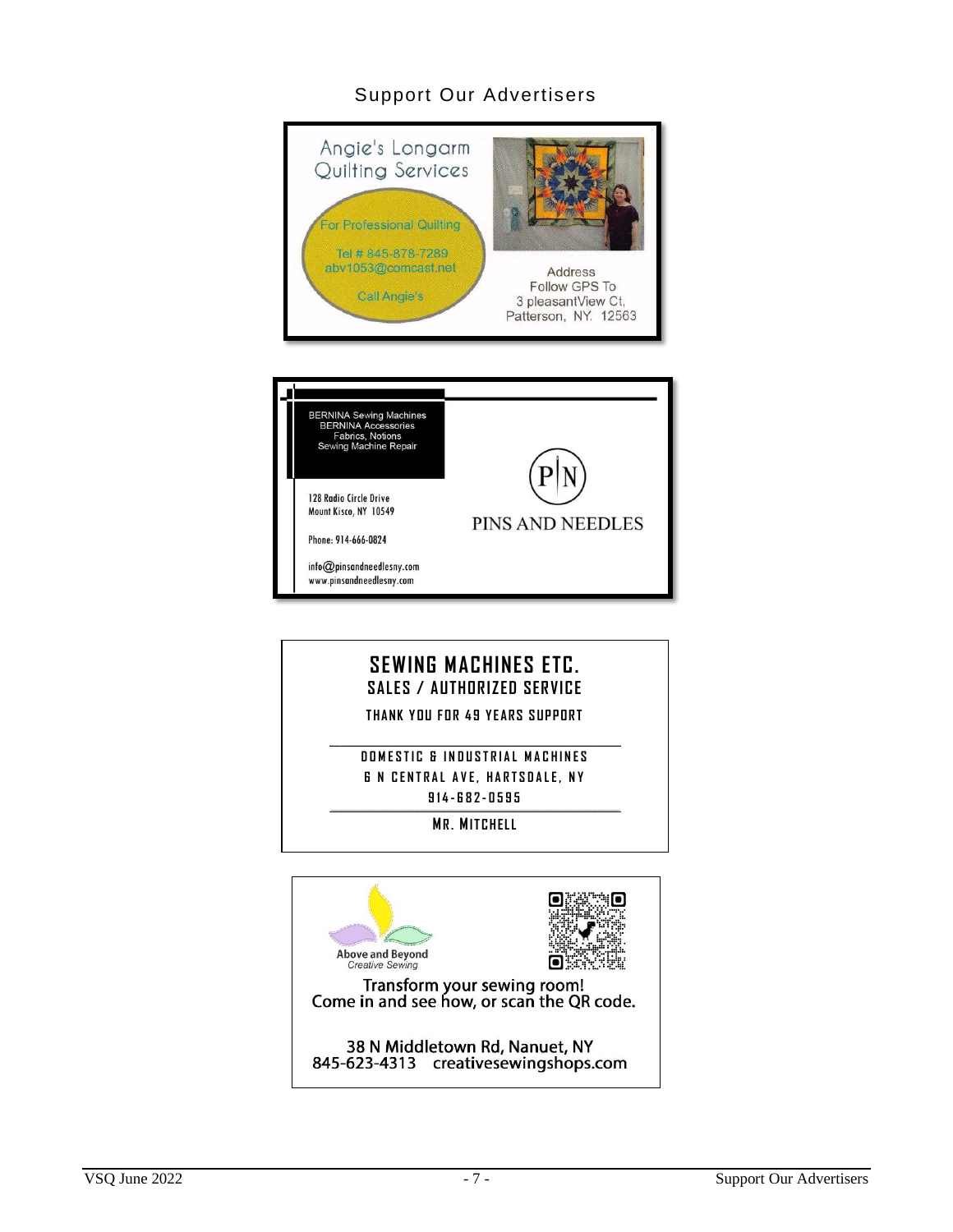## Support Our Advertisers

Angie's Longarm Quilting Services

For Professional Quilting

Tel # 845-878-7289
abv1053@comcast.net

Call Angie's

Address
Follow GPS To
3 pleasantView Ct,
Patterson, NY. 12563

---

BERNINA Sewing Machines
BERNINA Accessories
Fabrics, Notions
Sewing Machine Repair

128 Radio Circle Drive
Mount Kisco, NY 10549

Phone: 914-666-0824

info@pinsandneedlesny.com
www.pinsandneedlesny.com

P|N

PINS AND NEEDLES

---

**SEWING MACHINES ETC.**

**SALES / AUTHORIZED SERVICE**

THANK YOU FOR 49 YEARS SUPPORT

DOMESTIC & INDUSTRIAL MACHINES
6 N CENTRAL AVE, HARTSDALE, NY
914-682-0595

MR. MITCHELL

---

Above and Beyond
*Creative Sewing*

Transform your sewing room!
Come in and see how, or scan the QR code.

38 N Middletown Rd, Nanuet, NY
845-623-4313 creativesewingshops.com